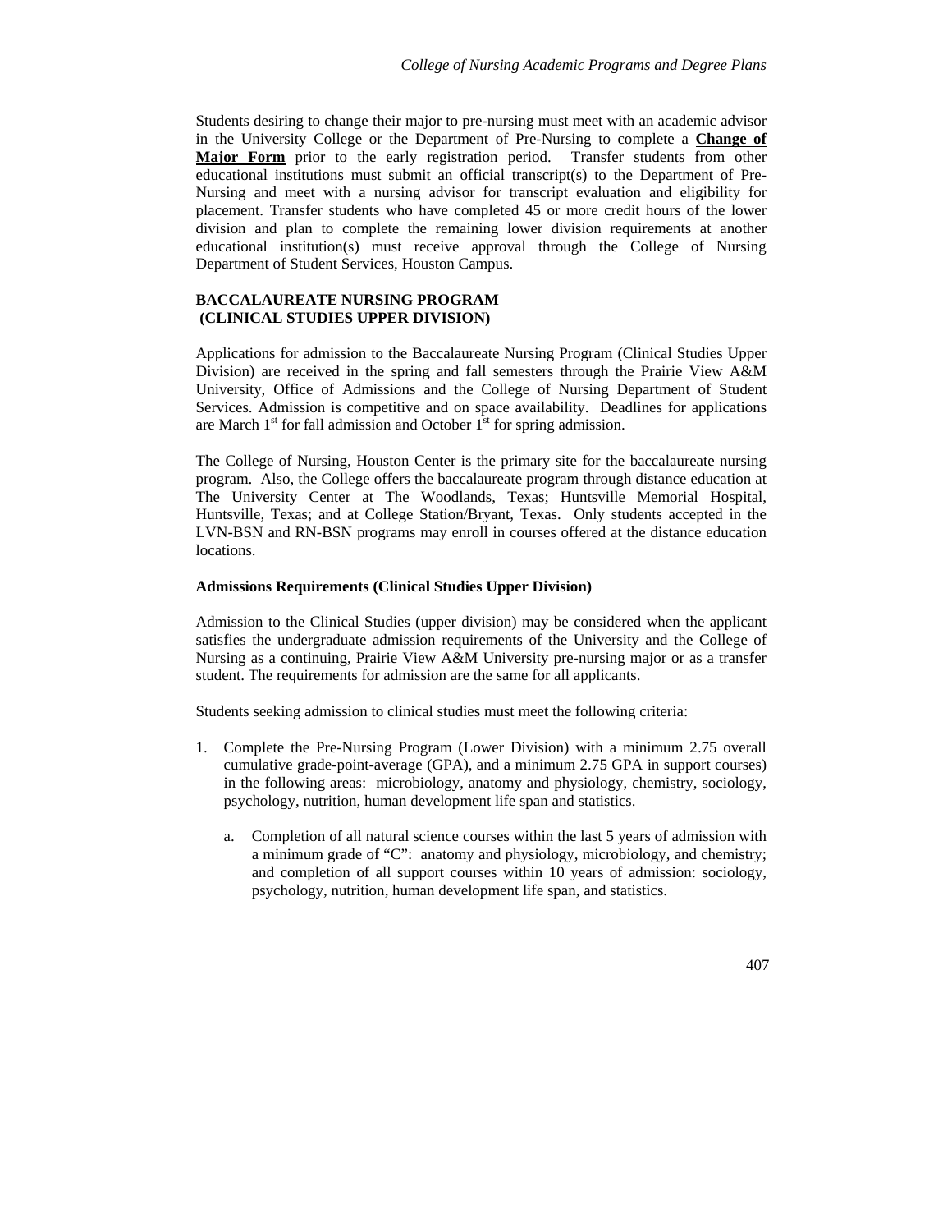Students desiring to change their major to pre-nursing must meet with an academic advisor in the University College or the Department of Pre-Nursing to complete a **Change of Major Form** prior to the early registration period. Transfer students from other educational institutions must submit an official transcript(s) to the Department of Pre-Nursing and meet with a nursing advisor for transcript evaluation and eligibility for placement. Transfer students who have completed 45 or more credit hours of the lower division and plan to complete the remaining lower division requirements at another educational institution(s) must receive approval through the College of Nursing Department of Student Services, Houston Campus.

## BACCALAUREATE NURSING PROGRAM (CLINICAL STUDIES UPPER DIVISION)

Applications for admission to the Baccalaureate Nursing Program (Clinical Studies Upper Division) are received in the spring and fall semesters through the Prairie View A&M University, Office of Admissions and the College of Nursing Department of Student Services. Admission is competitive and on space availability. Deadlines for applications are March 1st for fall admission and October 1st for spring admission.

The College of Nursing, Houston Center is the primary site for the baccalaureate nursing program. Also, the College offers the baccalaureate program through distance education at The University Center at The Woodlands, Texas; Huntsville Memorial Hospital, Huntsville, Texas; and at College Station/Bryant, Texas. Only students accepted in the LVN-BSN and RN-BSN programs may enroll in courses offered at the distance education locations.

### Admissions Requirements (Clinical Studies Upper Division)

Admission to the Clinical Studies (upper division) may be considered when the applicant satisfies the undergraduate admission requirements of the University and the College of Nursing as a continuing, Prairie View A&M University pre-nursing major or as a transfer student. The requirements for admission are the same for all applicants.

Students seeking admission to clinical studies must meet the following criteria:

1. Complete the Pre-Nursing Program (Lower Division) with a minimum 2.75 overall cumulative grade-point-average (GPA), and a minimum 2.75 GPA in support courses) in the following areas: microbiology, anatomy and physiology, chemistry, sociology, psychology, nutrition, human development life span and statistics.

   a. Completion of all natural science courses within the last 5 years of admission with a minimum grade of "C": anatomy and physiology, microbiology, and chemistry; and completion of all support courses within 10 years of admission: sociology, psychology, nutrition, human development life span, and statistics.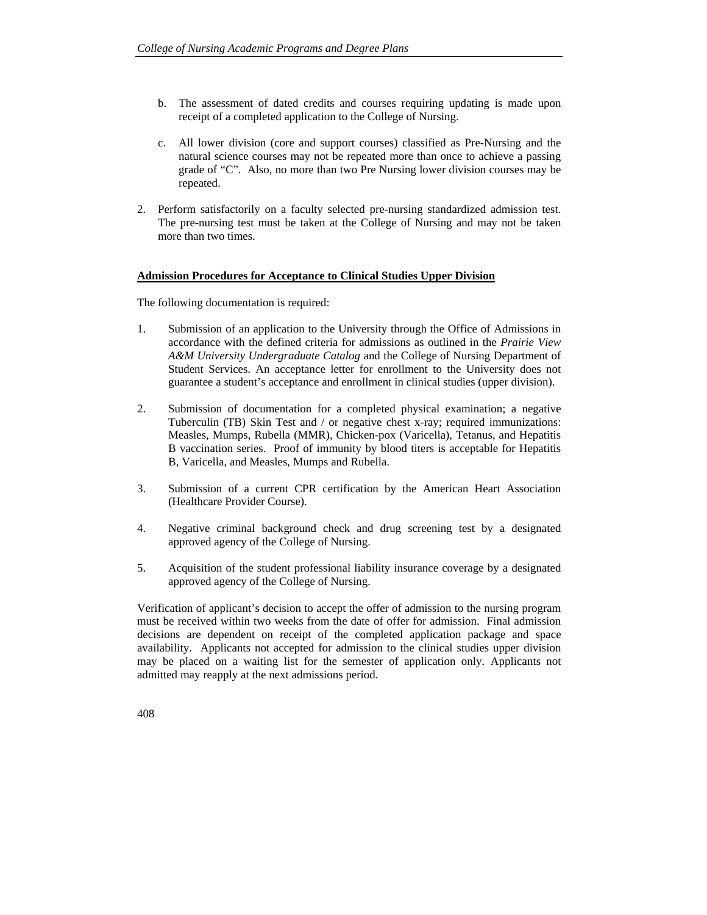b. The assessment of dated credits and courses requiring updating is made upon receipt of a completed application to the College of Nursing.

c. All lower division (core and support courses) classified as Pre-Nursing and the natural science courses may not be repeated more than once to achieve a passing grade of "C". Also, no more than two Pre Nursing lower division courses may be repeated.

2. Perform satisfactorily on a faculty selected pre-nursing standardized admission test. The pre-nursing test must be taken at the College of Nursing and may not be taken more than two times.

**Admission Procedures for Acceptance to Clinical Studies Upper Division**

The following documentation is required:

1. Submission of an application to the University through the Office of Admissions in accordance with the defined criteria for admissions as outlined in the *Prairie View A&M University Undergraduate Catalog* and the College of Nursing Department of Student Services. An acceptance letter for enrollment to the University does not guarantee a student's acceptance and enrollment in clinical studies (upper division).

2. Submission of documentation for a completed physical examination; a negative Tuberculin (TB) Skin Test and / or negative chest x-ray; required immunizations: Measles, Mumps, Rubella (MMR), Chicken-pox (Varicella), Tetanus, and Hepatitis B vaccination series. Proof of immunity by blood titers is acceptable for Hepatitis B, Varicella, and Measles, Mumps and Rubella.

3. Submission of a current CPR certification by the American Heart Association (Healthcare Provider Course).

4. Negative criminal background check and drug screening test by a designated approved agency of the College of Nursing.

5. Acquisition of the student professional liability insurance coverage by a designated approved agency of the College of Nursing.

Verification of applicant's decision to accept the offer of admission to the nursing program must be received within two weeks from the date of offer for admission. Final admission decisions are dependent on receipt of the completed application package and space availability. Applicants not accepted for admission to the clinical studies upper division may be placed on a waiting list for the semester of application only. Applicants not admitted may reapply at the next admissions period.